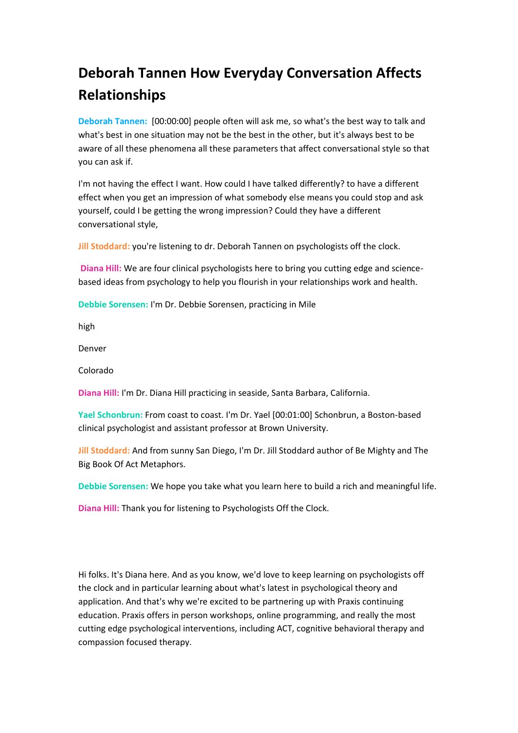# Deborah Tannen How Everyday Conversation Affects Relationships

**Deborah Tannen:** [00:00:00] people often will ask me, so what's the best way to talk and what's best in one situation may not be the best in the other, but it's always best to be aware of all these phenomena all these parameters that affect conversational style so that you can ask if.

I'm not having the effect I want. How could I have talked differently? to have a different effect when you get an impression of what somebody else means you could stop and ask yourself, could I be getting the wrong impression? Could they have a different conversational style,

**Jill Stoddard:** you're listening to dr. Deborah Tannen on psychologists off the clock.

**Diana Hill:** We are four clinical psychologists here to bring you cutting edge and science-based ideas from psychology to help you flourish in your relationships work and health.

**Debbie Sorensen:** I'm Dr. Debbie Sorensen, practicing in Mile

high

Denver

Colorado

**Diana Hill:** I'm Dr. Diana Hill practicing in seaside, Santa Barbara, California.

**Yael Schonbrun:** From coast to coast. I'm Dr. Yael [00:01:00] Schonbrun, a Boston-based clinical psychologist and assistant professor at Brown University.

**Jill Stoddard:** And from sunny San Diego, I'm Dr. Jill Stoddard author of Be Mighty and The Big Book Of Act Metaphors.

**Debbie Sorensen:** We hope you take what you learn here to build a rich and meaningful life.

**Diana Hill:** Thank you for listening to Psychologists Off the Clock.

Hi folks. It's Diana here. And as you know, we'd love to keep learning on psychologists off the clock and in particular learning about what's latest in psychological theory and application. And that's why we're excited to be partnering up with Praxis continuing education. Praxis offers in person workshops, online programming, and really the most cutting edge psychological interventions, including ACT, cognitive behavioral therapy and compassion focused therapy.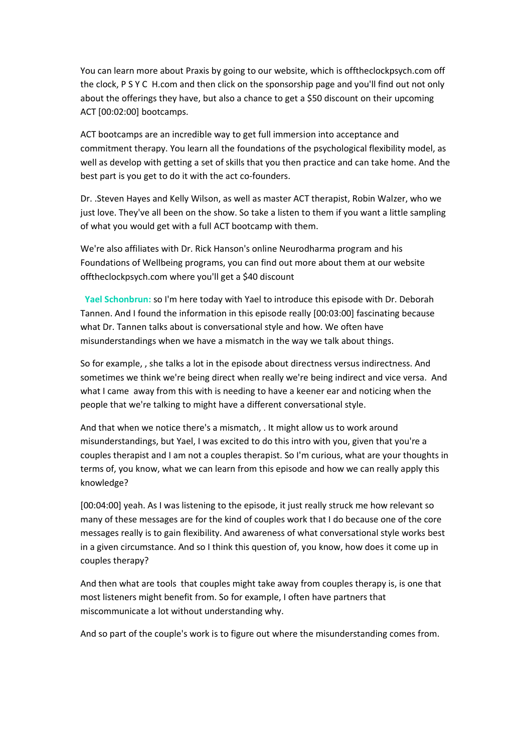You can learn more about Praxis by going to our website, which is offtheclockpsych.com off the clock, P S Y C H.com and then click on the sponsorship page and you'll find out not only about the offerings they have, but also a chance to get a $50 discount on their upcoming ACT [00:02:00] bootcamps.

ACT bootcamps are an incredible way to get full immersion into acceptance and commitment therapy. You learn all the foundations of the psychological flexibility model, as well as develop with getting a set of skills that you then practice and can take home. And the best part is you get to do it with the act co-founders.

Dr. .Steven Hayes and Kelly Wilson, as well as master ACT therapist, Robin Walzer, who we just love. They've all been on the show. So take a listen to them if you want a little sampling of what you would get with a full ACT bootcamp with them.

We're also affiliates with Dr. Rick Hanson's online Neurodharma program and his Foundations of Wellbeing programs, you can find out more about them at our website offtheclockpsych.com where you'll get a $40 discount

**Yael Schonbrun:** so I'm here today with Yael to introduce this episode with Dr. Deborah Tannen. And I found the information in this episode really [00:03:00] fascinating because what Dr. Tannen talks about is conversational style and how. We often have misunderstandings when we have a mismatch in the way we talk about things.

So for example, , she talks a lot in the episode about directness versus indirectness. And sometimes we think we're being direct when really we're being indirect and vice versa. And what I came away from this with is needing to have a keener ear and noticing when the people that we're talking to might have a different conversational style.

And that when we notice there's a mismatch, . It might allow us to work around misunderstandings, but Yael, I was excited to do this intro with you, given that you're a couples therapist and I am not a couples therapist. So I'm curious, what are your thoughts in terms of, you know, what we can learn from this episode and how we can really apply this knowledge?

[00:04:00] yeah. As I was listening to the episode, it just really struck me how relevant so many of these messages are for the kind of couples work that I do because one of the core messages really is to gain flexibility. And awareness of what conversational style works best in a given circumstance. And so I think this question of, you know, how does it come up in couples therapy?

And then what are tools that couples might take away from couples therapy is, is one that most listeners might benefit from. So for example, I often have partners that miscommunicate a lot without understanding why.

And so part of the couple's work is to figure out where the misunderstanding comes from.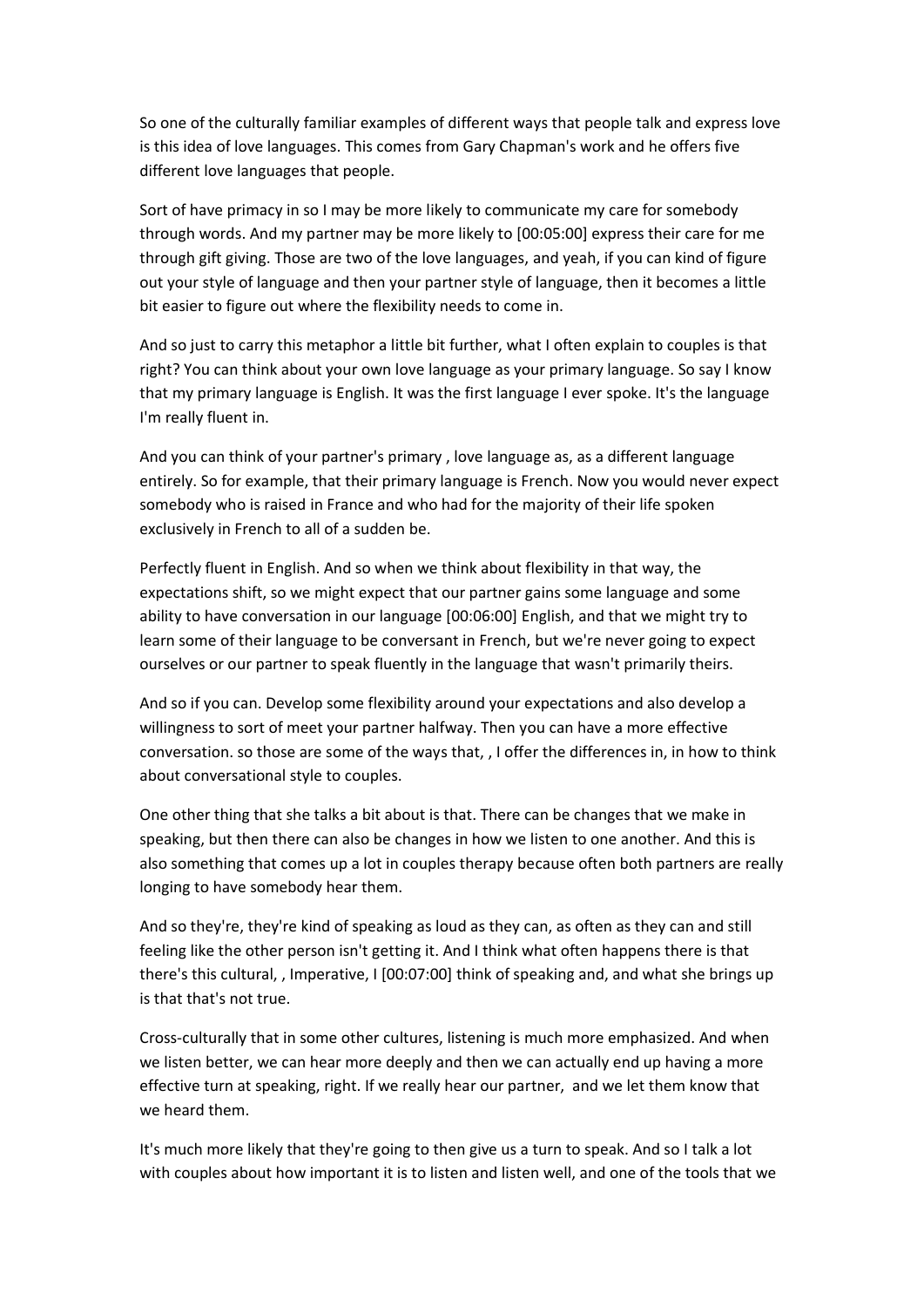So one of the culturally familiar examples of different ways that people talk and express love is this idea of love languages. This comes from Gary Chapman's work and he offers five different love languages that people.

Sort of have primacy in so I may be more likely to communicate my care for somebody through words. And my partner may be more likely to [00:05:00] express their care for me through gift giving. Those are two of the love languages, and yeah, if you can kind of figure out your style of language and then your partner style of language, then it becomes a little bit easier to figure out where the flexibility needs to come in.

And so just to carry this metaphor a little bit further, what I often explain to couples is that right? You can think about your own love language as your primary language. So say I know that my primary language is English. It was the first language I ever spoke. It's the language I'm really fluent in.

And you can think of your partner's primary , love language as, as a different language entirely. So for example, that their primary language is French. Now you would never expect somebody who is raised in France and who had for the majority of their life spoken exclusively in French to all of a sudden be.

Perfectly fluent in English. And so when we think about flexibility in that way, the expectations shift, so we might expect that our partner gains some language and some ability to have conversation in our language [00:06:00] English, and that we might try to learn some of their language to be conversant in French, but we're never going to expect ourselves or our partner to speak fluently in the language that wasn't primarily theirs.

And so if you can. Develop some flexibility around your expectations and also develop a willingness to sort of meet your partner halfway. Then you can have a more effective conversation. so those are some of the ways that, , I offer the differences in, in how to think about conversational style to couples.

One other thing that she talks a bit about is that. There can be changes that we make in speaking, but then there can also be changes in how we listen to one another. And this is also something that comes up a lot in couples therapy because often both partners are really longing to have somebody hear them.

And so they're, they're kind of speaking as loud as they can, as often as they can and still feeling like the other person isn't getting it. And I think what often happens there is that there's this cultural, , Imperative, I [00:07:00] think of speaking and, and what she brings up is that that's not true.

Cross-culturally that in some other cultures, listening is much more emphasized. And when we listen better, we can hear more deeply and then we can actually end up having a more effective turn at speaking, right. If we really hear our partner, and we let them know that we heard them.

It's much more likely that they're going to then give us a turn to speak. And so I talk a lot with couples about how important it is to listen and listen well, and one of the tools that we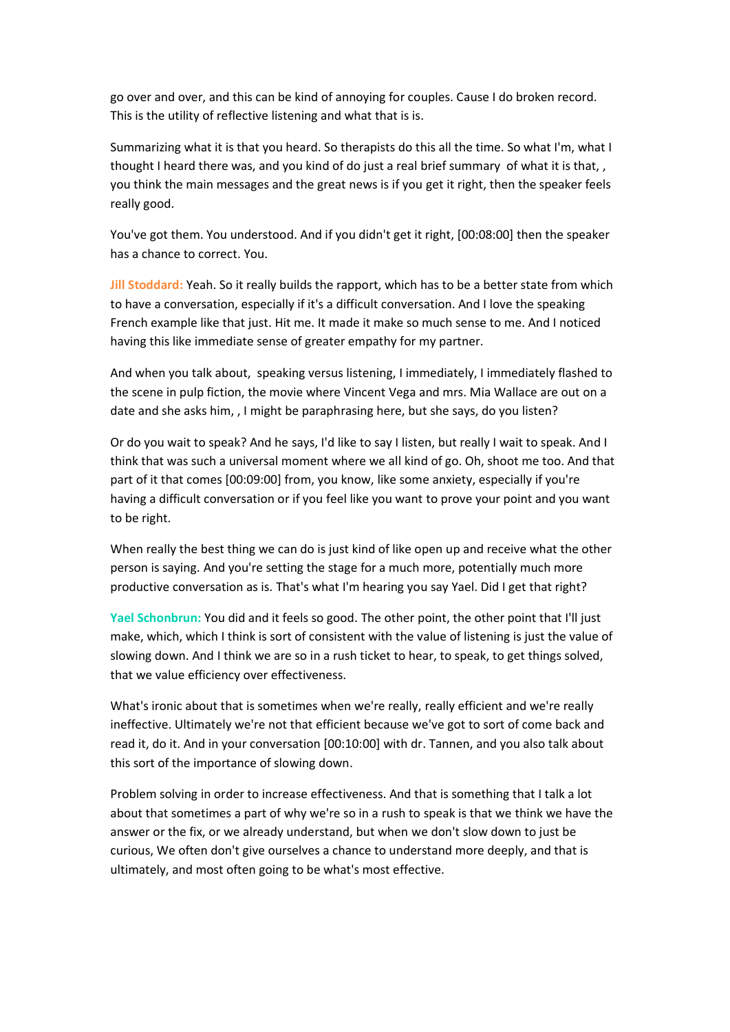go over and over, and this can be kind of annoying for couples. Cause I do broken record. This is the utility of reflective listening and what that is is.

Summarizing what it is that you heard. So therapists do this all the time. So what I'm, what I thought I heard there was, and you kind of do just a real brief summary of what it is that, , you think the main messages and the great news is if you get it right, then the speaker feels really good.

You've got them. You understood. And if you didn't get it right, [00:08:00] then the speaker has a chance to correct. You.

**Jill Stoddard:** Yeah. So it really builds the rapport, which has to be a better state from which to have a conversation, especially if it's a difficult conversation. And I love the speaking French example like that just. Hit me. It made it make so much sense to me. And I noticed having this like immediate sense of greater empathy for my partner.

And when you talk about, speaking versus listening, I immediately, I immediately flashed to the scene in pulp fiction, the movie where Vincent Vega and mrs. Mia Wallace are out on a date and she asks him, , I might be paraphrasing here, but she says, do you listen?

Or do you wait to speak? And he says, I'd like to say I listen, but really I wait to speak. And I think that was such a universal moment where we all kind of go. Oh, shoot me too. And that part of it that comes [00:09:00] from, you know, like some anxiety, especially if you're having a difficult conversation or if you feel like you want to prove your point and you want to be right.

When really the best thing we can do is just kind of like open up and receive what the other person is saying. And you're setting the stage for a much more, potentially much more productive conversation as is. That's what I'm hearing you say Yael. Did I get that right?

**Yael Schonbrun:** You did and it feels so good. The other point, the other point that I'll just make, which, which I think is sort of consistent with the value of listening is just the value of slowing down. And I think we are so in a rush ticket to hear, to speak, to get things solved, that we value efficiency over effectiveness.

What's ironic about that is sometimes when we're really, really efficient and we're really ineffective. Ultimately we're not that efficient because we've got to sort of come back and read it, do it. And in your conversation [00:10:00] with dr. Tannen, and you also talk about this sort of the importance of slowing down.

Problem solving in order to increase effectiveness. And that is something that I talk a lot about that sometimes a part of why we're so in a rush to speak is that we think we have the answer or the fix, or we already understand, but when we don't slow down to just be curious, We often don't give ourselves a chance to understand more deeply, and that is ultimately, and most often going to be what's most effective.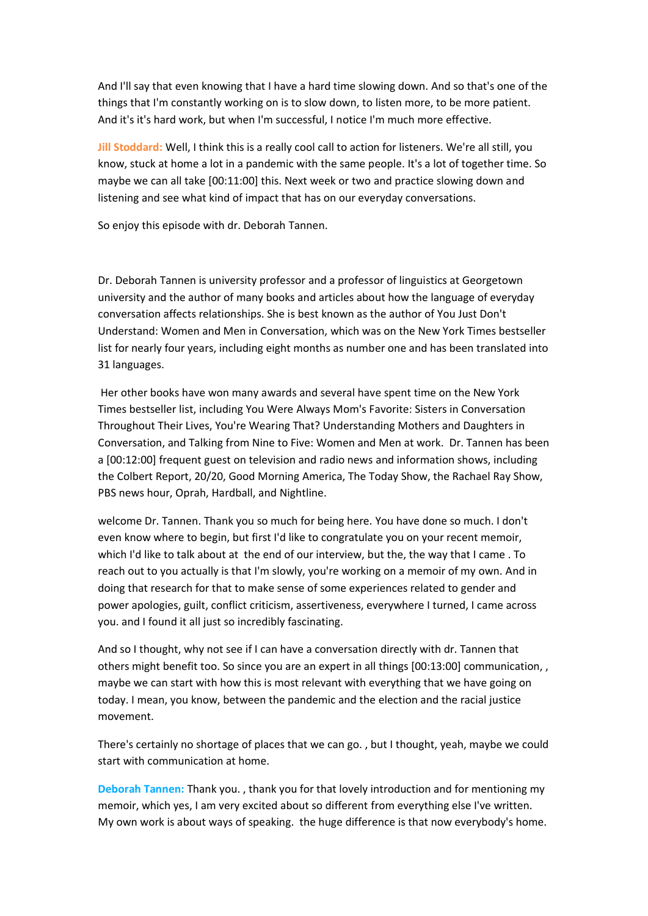And I'll say that even knowing that I have a hard time slowing down. And so that's one of the things that I'm constantly working on is to slow down, to listen more, to be more patient. And it's it's hard work, but when I'm successful, I notice I'm much more effective.

**Jill Stoddard:** Well, I think this is a really cool call to action for listeners. We're all still, you know, stuck at home a lot in a pandemic with the same people. It's a lot of together time. So maybe we can all take [00:11:00] this. Next week or two and practice slowing down and listening and see what kind of impact that has on our everyday conversations.

So enjoy this episode with dr. Deborah Tannen.

Dr. Deborah Tannen is university professor and a professor of linguistics at Georgetown university and the author of many books and articles about how the language of everyday conversation affects relationships. She is best known as the author of You Just Don't Understand: Women and Men in Conversation, which was on the New York Times bestseller list for nearly four years, including eight months as number one and has been translated into 31 languages.

Her other books have won many awards and several have spent time on the New York Times bestseller list, including You Were Always Mom's Favorite: Sisters in Conversation Throughout Their Lives, You're Wearing That? Understanding Mothers and Daughters in Conversation, and Talking from Nine to Five: Women and Men at work. Dr. Tannen has been a [00:12:00] frequent guest on television and radio news and information shows, including the Colbert Report, 20/20, Good Morning America, The Today Show, the Rachael Ray Show, PBS news hour, Oprah, Hardball, and Nightline.

welcome Dr. Tannen. Thank you so much for being here. You have done so much. I don't even know where to begin, but first I'd like to congratulate you on your recent memoir, which I'd like to talk about at the end of our interview, but the, the way that I came . To reach out to you actually is that I'm slowly, you're working on a memoir of my own. And in doing that research for that to make sense of some experiences related to gender and power apologies, guilt, conflict criticism, assertiveness, everywhere I turned, I came across you. and I found it all just so incredibly fascinating.

And so I thought, why not see if I can have a conversation directly with dr. Tannen that others might benefit too. So since you are an expert in all things [00:13:00] communication, , maybe we can start with how this is most relevant with everything that we have going on today. I mean, you know, between the pandemic and the election and the racial justice movement.

There's certainly no shortage of places that we can go. , but I thought, yeah, maybe we could start with communication at home.

**Deborah Tannen:** Thank you. , thank you for that lovely introduction and for mentioning my memoir, which yes, I am very excited about so different from everything else I've written. My own work is about ways of speaking. the huge difference is that now everybody's home.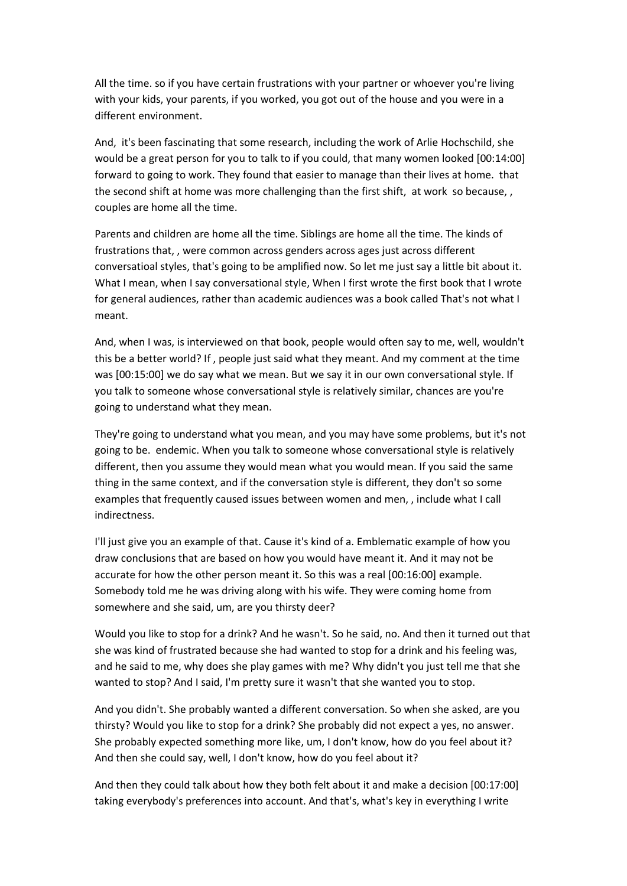All the time. so if you have certain frustrations with your partner or whoever you're living with your kids, your parents, if you worked, you got out of the house and you were in a different environment.

And, it's been fascinating that some research, including the work of Arlie Hochschild, she would be a great person for you to talk to if you could, that many women looked [00:14:00] forward to going to work. They found that easier to manage than their lives at home. that the second shift at home was more challenging than the first shift, at work so because, , couples are home all the time.

Parents and children are home all the time. Siblings are home all the time. The kinds of frustrations that, , were common across genders across ages just across different conversatioal styles, that's going to be amplified now. So let me just say a little bit about it. What I mean, when I say conversational style, When I first wrote the first book that I wrote for general audiences, rather than academic audiences was a book called That's not what I meant.

And, when I was, is interviewed on that book, people would often say to me, well, wouldn't this be a better world? If , people just said what they meant. And my comment at the time was [00:15:00] we do say what we mean. But we say it in our own conversational style. If you talk to someone whose conversational style is relatively similar, chances are you're going to understand what they mean.

They're going to understand what you mean, and you may have some problems, but it's not going to be. endemic. When you talk to someone whose conversational style is relatively different, then you assume they would mean what you would mean. If you said the same thing in the same context, and if the conversation style is different, they don't so some examples that frequently caused issues between women and men, , include what I call indirectness.

I'll just give you an example of that. Cause it's kind of a. Emblematic example of how you draw conclusions that are based on how you would have meant it. And it may not be accurate for how the other person meant it. So this was a real [00:16:00] example. Somebody told me he was driving along with his wife. They were coming home from somewhere and she said, um, are you thirsty deer?

Would you like to stop for a drink? And he wasn't. So he said, no. And then it turned out that she was kind of frustrated because she had wanted to stop for a drink and his feeling was, and he said to me, why does she play games with me? Why didn't you just tell me that she wanted to stop? And I said, I'm pretty sure it wasn't that she wanted you to stop.

And you didn't. She probably wanted a different conversation. So when she asked, are you thirsty? Would you like to stop for a drink? She probably did not expect a yes, no answer. She probably expected something more like, um, I don't know, how do you feel about it? And then she could say, well, I don't know, how do you feel about it?

And then they could talk about how they both felt about it and make a decision [00:17:00] taking everybody's preferences into account. And that's, what's key in everything I write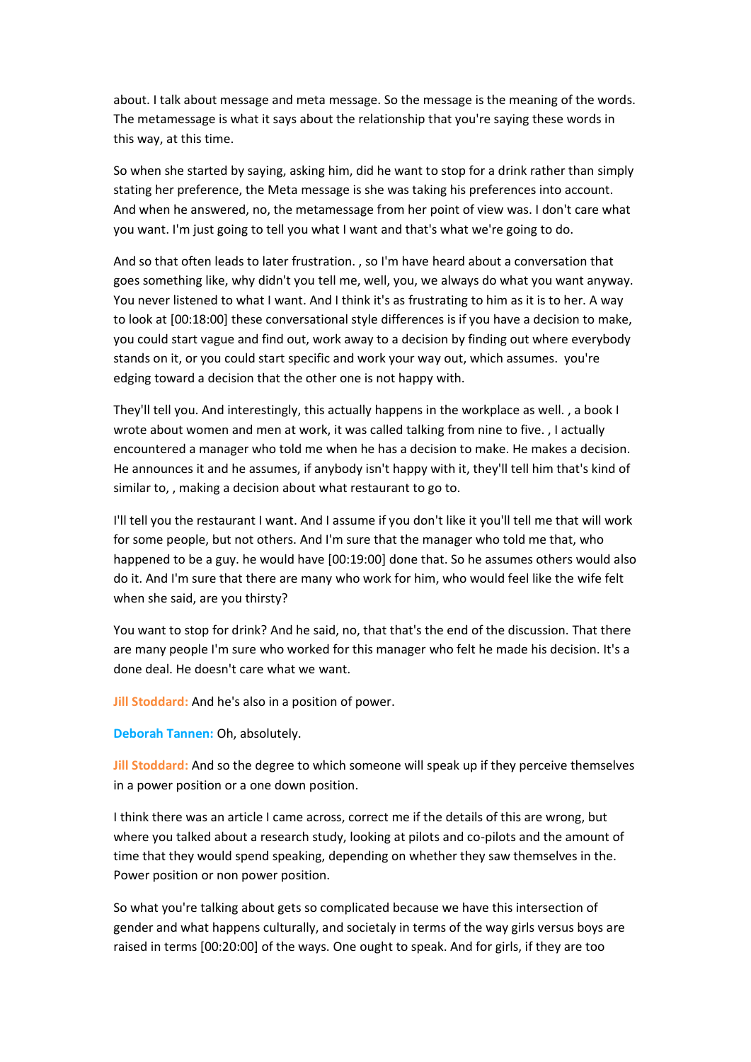about. I talk about message and meta message. So the message is the meaning of the words. The metamessage is what it says about the relationship that you're saying these words in this way, at this time.

So when she started by saying, asking him, did he want to stop for a drink rather than simply stating her preference, the Meta message is she was taking his preferences into account. And when he answered, no, the metamessage from her point of view was. I don't care what you want. I'm just going to tell you what I want and that's what we're going to do.

And so that often leads to later frustration. , so I'm have heard about a conversation that goes something like, why didn't you tell me, well, you, we always do what you want anyway. You never listened to what I want. And I think it's as frustrating to him as it is to her. A way to look at [00:18:00] these conversational style differences is if you have a decision to make, you could start vague and find out, work away to a decision by finding out where everybody stands on it, or you could start specific and work your way out, which assumes. you're edging toward a decision that the other one is not happy with.

They'll tell you. And interestingly, this actually happens in the workplace as well. , a book I wrote about women and men at work, it was called talking from nine to five. , I actually encountered a manager who told me when he has a decision to make. He makes a decision. He announces it and he assumes, if anybody isn't happy with it, they'll tell him that's kind of similar to, , making a decision about what restaurant to go to.

I'll tell you the restaurant I want. And I assume if you don't like it you'll tell me that will work for some people, but not others. And I'm sure that the manager who told me that, who happened to be a guy. he would have [00:19:00] done that. So he assumes others would also do it. And I'm sure that there are many who work for him, who would feel like the wife felt when she said, are you thirsty?

You want to stop for drink? And he said, no, that that's the end of the discussion. That there are many people I'm sure who worked for this manager who felt he made his decision. It's a done deal. He doesn't care what we want.

**Jill Stoddard:** And he's also in a position of power.

**Deborah Tannen:** Oh, absolutely.

**Jill Stoddard:** And so the degree to which someone will speak up if they perceive themselves in a power position or a one down position.

I think there was an article I came across, correct me if the details of this are wrong, but where you talked about a research study, looking at pilots and co-pilots and the amount of time that they would spend speaking, depending on whether they saw themselves in the. Power position or non power position.

So what you're talking about gets so complicated because we have this intersection of gender and what happens culturally, and societaly in terms of the way girls versus boys are raised in terms [00:20:00] of the ways. One ought to speak. And for girls, if they are too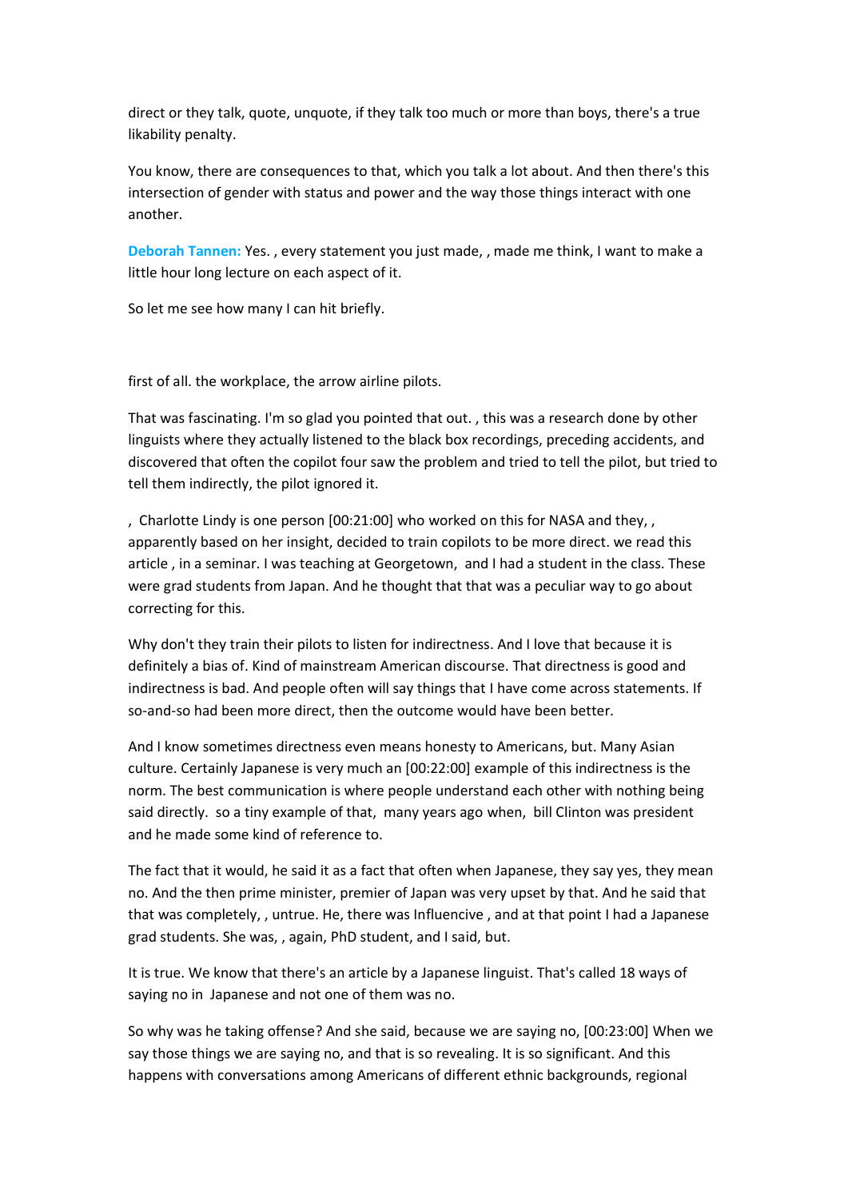direct or they talk, quote, unquote, if they talk too much or more than boys, there's a true likability penalty.

You know, there are consequences to that, which you talk a lot about. And then there's this intersection of gender with status and power and the way those things interact with one another.

**Deborah Tannen:** Yes. , every statement you just made, , made me think, I want to make a little hour long lecture on each aspect of it.

So let me see how many I can hit briefly.

first of all. the workplace, the arrow airline pilots.

That was fascinating. I'm so glad you pointed that out. , this was a research done by other linguists where they actually listened to the black box recordings, preceding accidents, and discovered that often the copilot four saw the problem and tried to tell the pilot, but tried to tell them indirectly, the pilot ignored it.

, Charlotte Lindy is one person [00:21:00] who worked on this for NASA and they, , apparently based on her insight, decided to train copilots to be more direct. we read this article , in a seminar. I was teaching at Georgetown, and I had a student in the class. These were grad students from Japan. And he thought that that was a peculiar way to go about correcting for this.

Why don't they train their pilots to listen for indirectness. And I love that because it is definitely a bias of. Kind of mainstream American discourse. That directness is good and indirectness is bad. And people often will say things that I have come across statements. If so-and-so had been more direct, then the outcome would have been better.

And I know sometimes directness even means honesty to Americans, but. Many Asian culture. Certainly Japanese is very much an [00:22:00] example of this indirectness is the norm. The best communication is where people understand each other with nothing being said directly. so a tiny example of that, many years ago when, bill Clinton was president and he made some kind of reference to.

The fact that it would, he said it as a fact that often when Japanese, they say yes, they mean no. And the then prime minister, premier of Japan was very upset by that. And he said that that was completely, , untrue. He, there was Influencive , and at that point I had a Japanese grad students. She was, , again, PhD student, and I said, but.

It is true. We know that there's an article by a Japanese linguist. That's called 18 ways of saying no in Japanese and not one of them was no.

So why was he taking offense? And she said, because we are saying no, [00:23:00] When we say those things we are saying no, and that is so revealing. It is so significant. And this happens with conversations among Americans of different ethnic backgrounds, regional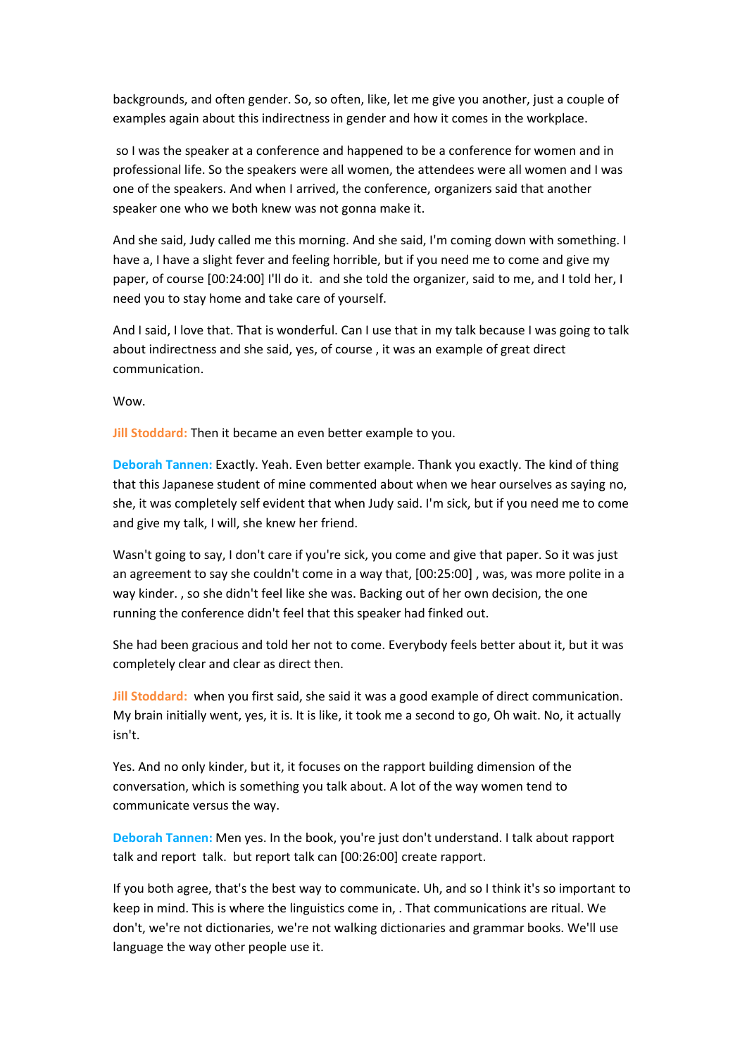backgrounds, and often gender. So, so often, like, let me give you another, just a couple of examples again about this indirectness in gender and how it comes in the workplace.

so I was the speaker at a conference and happened to be a conference for women and in professional life. So the speakers were all women, the attendees were all women and I was one of the speakers. And when I arrived, the conference, organizers said that another speaker one who we both knew was not gonna make it.

And she said, Judy called me this morning. And she said, I'm coming down with something. I have a, I have a slight fever and feeling horrible, but if you need me to come and give my paper, of course [00:24:00] I'll do it. and she told the organizer, said to me, and I told her, I need you to stay home and take care of yourself.

And I said, I love that. That is wonderful. Can I use that in my talk because I was going to talk about indirectness and she said, yes, of course , it was an example of great direct communication.

Wow.

**Jill Stoddard:** Then it became an even better example to you.

**Deborah Tannen:** Exactly. Yeah. Even better example. Thank you exactly. The kind of thing that this Japanese student of mine commented about when we hear ourselves as saying no, she, it was completely self evident that when Judy said. I'm sick, but if you need me to come and give my talk, I will, she knew her friend.

Wasn't going to say, I don't care if you're sick, you come and give that paper. So it was just an agreement to say she couldn't come in a way that, [00:25:00] , was, was more polite in a way kinder. , so she didn't feel like she was. Backing out of her own decision, the one running the conference didn't feel that this speaker had finked out.

She had been gracious and told her not to come. Everybody feels better about it, but it was completely clear and clear as direct then.

**Jill Stoddard:** when you first said, she said it was a good example of direct communication. My brain initially went, yes, it is. It is like, it took me a second to go, Oh wait. No, it actually isn't.

Yes. And no only kinder, but it, it focuses on the rapport building dimension of the conversation, which is something you talk about. A lot of the way women tend to communicate versus the way.

**Deborah Tannen:** Men yes. In the book, you're just don't understand. I talk about rapport talk and report talk. but report talk can [00:26:00] create rapport.

If you both agree, that's the best way to communicate. Uh, and so I think it's so important to keep in mind. This is where the linguistics come in, . That communications are ritual. We don't, we're not dictionaries, we're not walking dictionaries and grammar books. We'll use language the way other people use it.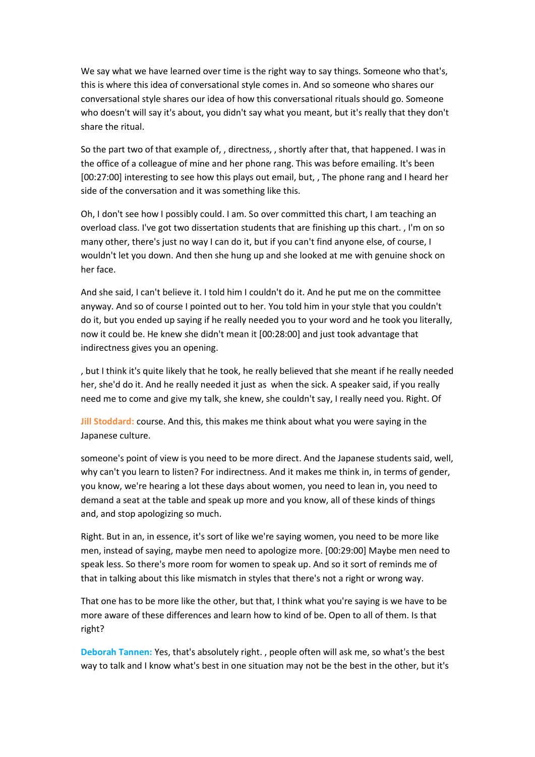We say what we have learned over time is the right way to say things. Someone who that's, this is where this idea of conversational style comes in. And so someone who shares our conversational style shares our idea of how this conversational rituals should go. Someone who doesn't will say it's about, you didn't say what you meant, but it's really that they don't share the ritual.

So the part two of that example of, , directness, , shortly after that, that happened. I was in the office of a colleague of mine and her phone rang. This was before emailing. It's been [00:27:00] interesting to see how this plays out email, but, , The phone rang and I heard her side of the conversation and it was something like this.

Oh, I don't see how I possibly could. I am. So over committed this chart, I am teaching an overload class. I've got two dissertation students that are finishing up this chart. , I'm on so many other, there's just no way I can do it, but if you can't find anyone else, of course, I wouldn't let you down. And then she hung up and she looked at me with genuine shock on her face.

And she said, I can't believe it. I told him I couldn't do it. And he put me on the committee anyway. And so of course I pointed out to her. You told him in your style that you couldn't do it, but you ended up saying if he really needed you to your word and he took you literally, now it could be. He knew she didn't mean it [00:28:00] and just took advantage that indirectness gives you an opening.

, but I think it's quite likely that he took, he really believed that she meant if he really needed her, she'd do it. And he really needed it just as  when the sick. A speaker said, if you really need me to come and give my talk, she knew, she couldn't say, I really need you. Right. Of

**Jill Stoddard:** course. And this, this makes me think about what you were saying in the Japanese culture.

someone's point of view is you need to be more direct. And the Japanese students said, well, why can't you learn to listen? For indirectness. And it makes me think in, in terms of gender, you know, we're hearing a lot these days about women, you need to lean in, you need to demand a seat at the table and speak up more and you know, all of these kinds of things and, and stop apologizing so much.

Right. But in an, in essence, it's sort of like we're saying women, you need to be more like men, instead of saying, maybe men need to apologize more. [00:29:00] Maybe men need to speak less. So there's more room for women to speak up. And so it sort of reminds me of that in talking about this like mismatch in styles that there's not a right or wrong way.

That one has to be more like the other, but that, I think what you're saying is we have to be more aware of these differences and learn how to kind of be. Open to all of them. Is that right?

**Deborah Tannen:** Yes, that's absolutely right. , people often will ask me, so what's the best way to talk and I know what's best in one situation may not be the best in the other, but it's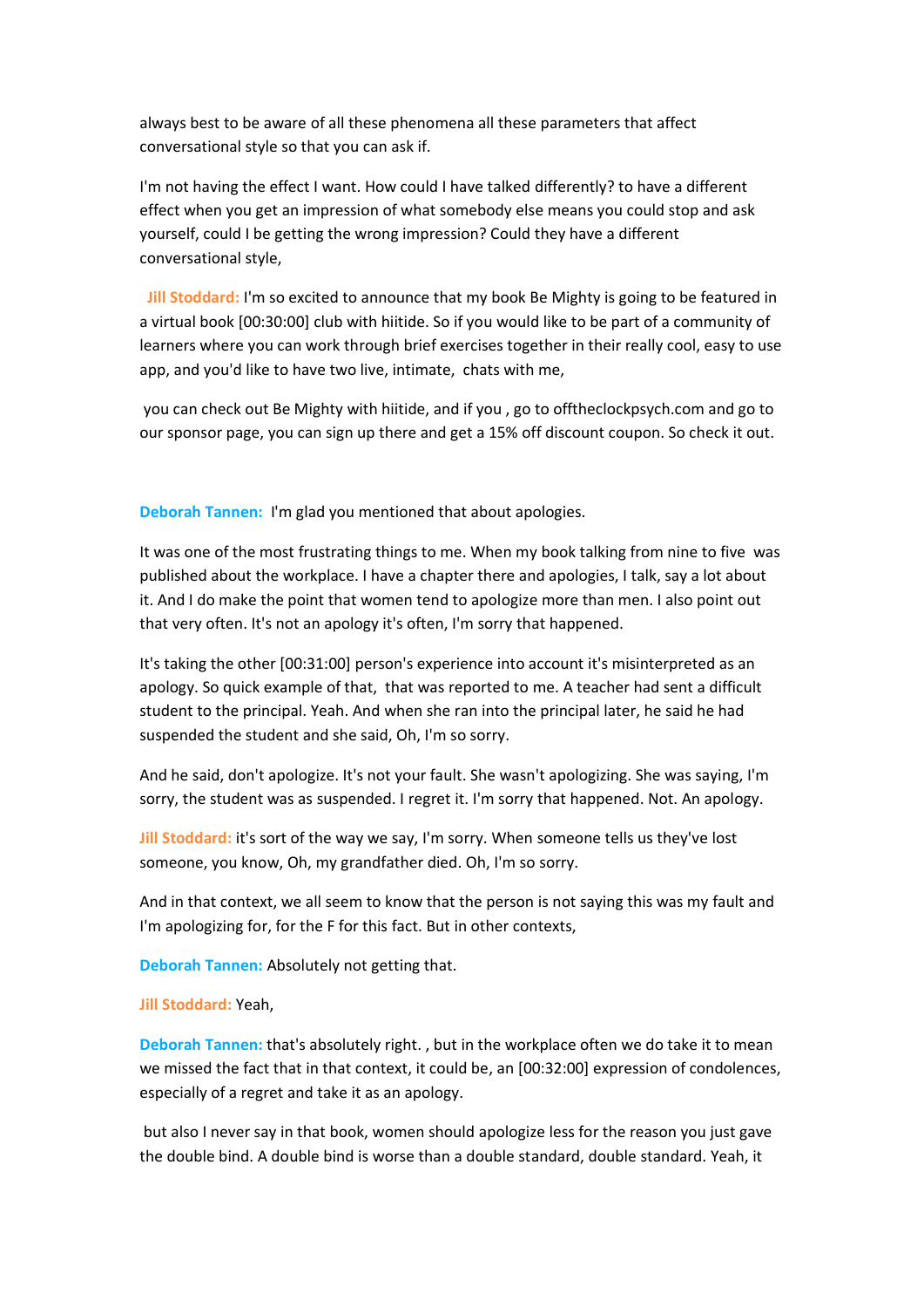always best to be aware of all these phenomena all these parameters that affect conversational style so that you can ask if.

I'm not having the effect I want. How could I have talked differently? to have a different effect when you get an impression of what somebody else means you could stop and ask yourself, could I be getting the wrong impression? Could they have a different conversational style,

**Jill Stoddard:** I'm so excited to announce that my book Be Mighty is going to be featured in a virtual book [00:30:00] club with hiitide. So if you would like to be part of a community of learners where you can work through brief exercises together in their really cool, easy to use app, and you'd like to have two live, intimate, chats with me,

you can check out Be Mighty with hiitide, and if you , go to offtheclockpsych.com and go to our sponsor page, you can sign up there and get a 15% off discount coupon. So check it out.

**Deborah Tannen:** I'm glad you mentioned that about apologies.

It was one of the most frustrating things to me. When my book talking from nine to five was published about the workplace. I have a chapter there and apologies, I talk, say a lot about it. And I do make the point that women tend to apologize more than men. I also point out that very often. It's not an apology it's often, I'm sorry that happened.

It's taking the other [00:31:00] person's experience into account it's misinterpreted as an apology. So quick example of that, that was reported to me. A teacher had sent a difficult student to the principal. Yeah. And when she ran into the principal later, he said he had suspended the student and she said, Oh, I'm so sorry.

And he said, don't apologize. It's not your fault. She wasn't apologizing. She was saying, I'm sorry, the student was as suspended. I regret it. I'm sorry that happened. Not. An apology.

**Jill Stoddard:** it's sort of the way we say, I'm sorry. When someone tells us they've lost someone, you know, Oh, my grandfather died. Oh, I'm so sorry.

And in that context, we all seem to know that the person is not saying this was my fault and I'm apologizing for, for the F for this fact. But in other contexts,

**Deborah Tannen:** Absolutely not getting that.

**Jill Stoddard:** Yeah,

**Deborah Tannen:** that's absolutely right. , but in the workplace often we do take it to mean we missed the fact that in that context, it could be, an [00:32:00] expression of condolences, especially of a regret and take it as an apology.

but also I never say in that book, women should apologize less for the reason you just gave the double bind. A double bind is worse than a double standard, double standard. Yeah, it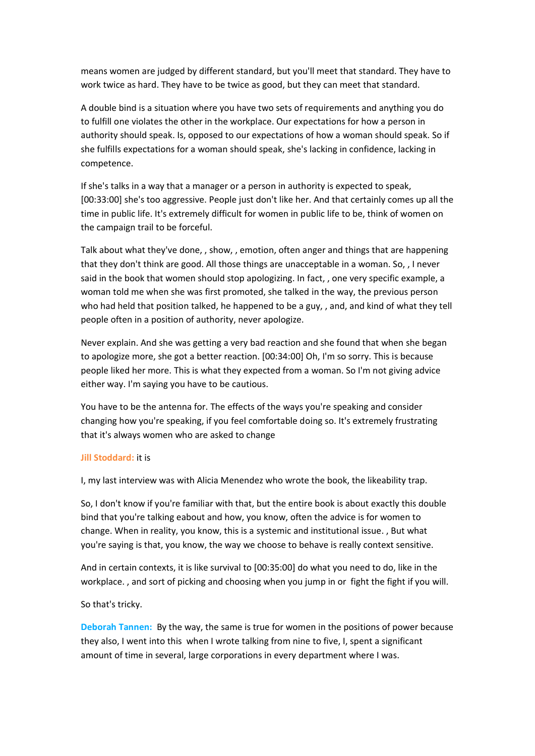means women are judged by different standard, but you'll meet that standard. They have to work twice as hard. They have to be twice as good, but they can meet that standard.

A double bind is a situation where you have two sets of requirements and anything you do to fulfill one violates the other in the workplace. Our expectations for how a person in authority should speak. Is, opposed to our expectations of how a woman should speak. So if she fulfills expectations for a woman should speak, she's lacking in confidence, lacking in competence.

If she's talks in a way that a manager or a person in authority is expected to speak, [00:33:00] she's too aggressive. People just don't like her. And that certainly comes up all the time in public life. It's extremely difficult for women in public life to be, think of women on the campaign trail to be forceful.

Talk about what they've done, , show, , emotion, often anger and things that are happening that they don't think are good. All those things are unacceptable in a woman. So, , I never said in the book that women should stop apologizing. In fact, , one very specific example, a woman told me when she was first promoted, she talked in the way, the previous person who had held that position talked, he happened to be a guy, , and, and kind of what they tell people often in a position of authority, never apologize.

Never explain. And she was getting a very bad reaction and she found that when she began to apologize more, she got a better reaction. [00:34:00] Oh, I'm so sorry. This is because people liked her more. This is what they expected from a woman. So I'm not giving advice either way. I'm saying you have to be cautious.

You have to be the antenna for. The effects of the ways you're speaking and consider changing how you're speaking, if you feel comfortable doing so. It's extremely frustrating that it's always women who are asked to change

**Jill Stoddard:** it is

I, my last interview was with Alicia Menendez who wrote the book, the likeability trap.

So, I don't know if you're familiar with that, but the entire book is about exactly this double bind that you're talking eabout and how, you know, often the advice is for women to change. When in reality, you know, this is a systemic and institutional issue. , But what you're saying is that, you know, the way we choose to behave is really context sensitive.

And in certain contexts, it is like survival to [00:35:00] do what you need to do, like in the workplace. , and sort of picking and choosing when you jump in or fight the fight if you will.

So that's tricky.

**Deborah Tannen:** By the way, the same is true for women in the positions of power because they also, I went into this when I wrote talking from nine to five, I, spent a significant amount of time in several, large corporations in every department where I was.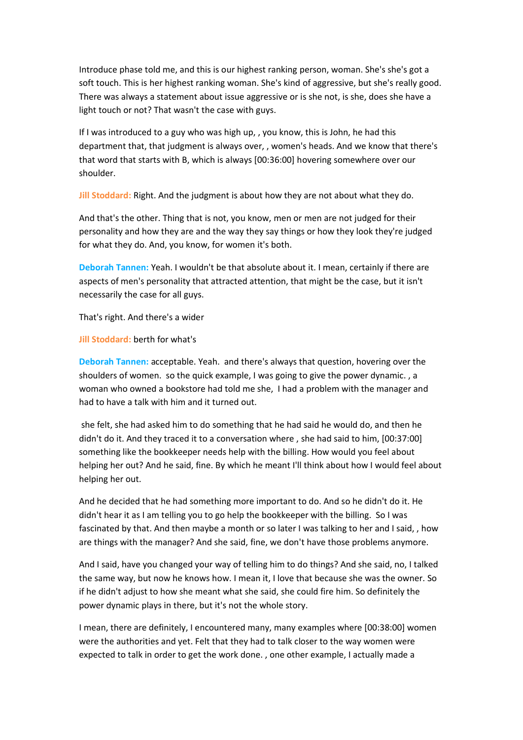Introduce phase told me, and this is our highest ranking person, woman. She's she's got a soft touch. This is her highest ranking woman. She's kind of aggressive, but she's really good. There was always a statement about issue aggressive or is she not, is she, does she have a light touch or not? That wasn't the case with guys.

If I was introduced to a guy who was high up, , you know, this is John, he had this department that, that judgment is always over, , women's heads. And we know that there's that word that starts with B, which is always [00:36:00] hovering somewhere over our shoulder.

**Jill Stoddard:** Right. And the judgment is about how they are not about what they do.

And that's the other. Thing that is not, you know, men or men are not judged for their personality and how they are and the way they say things or how they look they're judged for what they do. And, you know, for women it's both.

**Deborah Tannen:** Yeah. I wouldn't be that absolute about it. I mean, certainly if there are aspects of men's personality that attracted attention, that might be the case, but it isn't necessarily the case for all guys.

That's right. And there's a wider

**Jill Stoddard:** berth for what's

**Deborah Tannen:** acceptable. Yeah. and there's always that question, hovering over the shoulders of women. so the quick example, I was going to give the power dynamic. , a woman who owned a bookstore had told me she, I had a problem with the manager and had to have a talk with him and it turned out.

she felt, she had asked him to do something that he had said he would do, and then he didn't do it. And they traced it to a conversation where , she had said to him, [00:37:00] something like the bookkeeper needs help with the billing. How would you feel about helping her out? And he said, fine. By which he meant I'll think about how I would feel about helping her out.

And he decided that he had something more important to do. And so he didn't do it. He didn't hear it as I am telling you to go help the bookkeeper with the billing. So I was fascinated by that. And then maybe a month or so later I was talking to her and I said, , how are things with the manager? And she said, fine, we don't have those problems anymore.

And I said, have you changed your way of telling him to do things? And she said, no, I talked the same way, but now he knows how. I mean it, I love that because she was the owner. So if he didn't adjust to how she meant what she said, she could fire him. So definitely the power dynamic plays in there, but it's not the whole story.

I mean, there are definitely, I encountered many, many examples where [00:38:00] women were the authorities and yet. Felt that they had to talk closer to the way women were expected to talk in order to get the work done. , one other example, I actually made a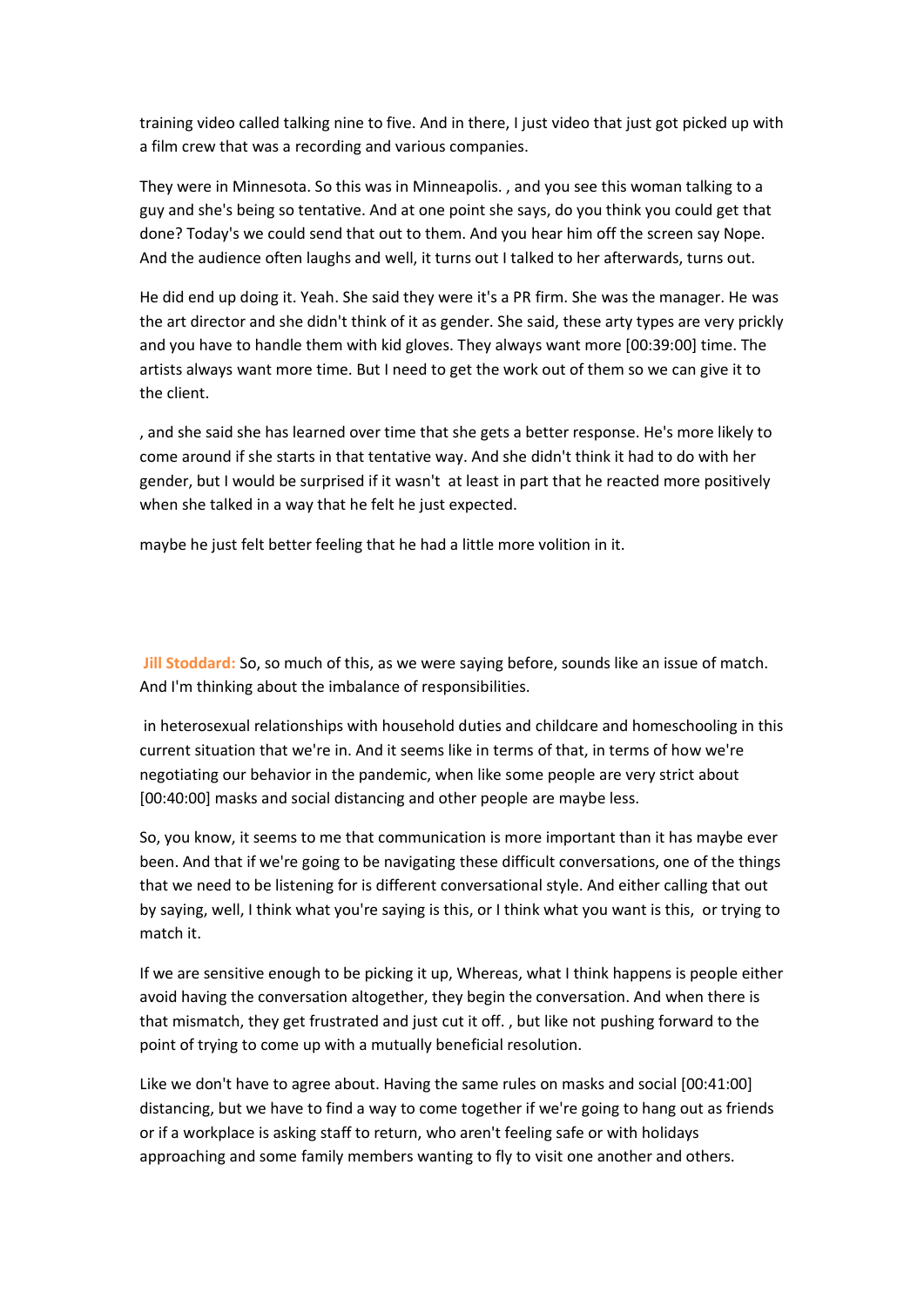training video called talking nine to five. And in there, I just video that just got picked up with a film crew that was a recording and various companies.

They were in Minnesota. So this was in Minneapolis. , and you see this woman talking to a guy and she's being so tentative. And at one point she says, do you think you could get that done? Today's we could send that out to them. And you hear him off the screen say Nope. And the audience often laughs and well, it turns out I talked to her afterwards, turns out.

He did end up doing it. Yeah. She said they were it's a PR firm. She was the manager. He was the art director and she didn't think of it as gender. She said, these arty types are very prickly and you have to handle them with kid gloves. They always want more [00:39:00] time. The artists always want more time. But I need to get the work out of them so we can give it to the client.

, and she said she has learned over time that she gets a better response. He's more likely to come around if she starts in that tentative way. And she didn't think it had to do with her gender, but I would be surprised if it wasn't at least in part that he reacted more positively when she talked in a way that he felt he just expected.

maybe he just felt better feeling that he had a little more volition in it.

**Jill Stoddard:** So, so much of this, as we were saying before, sounds like an issue of match. And I'm thinking about the imbalance of responsibilities.

in heterosexual relationships with household duties and childcare and homeschooling in this current situation that we're in. And it seems like in terms of that, in terms of how we're negotiating our behavior in the pandemic, when like some people are very strict about [00:40:00] masks and social distancing and other people are maybe less.

So, you know, it seems to me that communication is more important than it has maybe ever been. And that if we're going to be navigating these difficult conversations, one of the things that we need to be listening for is different conversational style. And either calling that out by saying, well, I think what you're saying is this, or I think what you want is this, or trying to match it.

If we are sensitive enough to be picking it up, Whereas, what I think happens is people either avoid having the conversation altogether, they begin the conversation. And when there is that mismatch, they get frustrated and just cut it off. , but like not pushing forward to the point of trying to come up with a mutually beneficial resolution.

Like we don't have to agree about. Having the same rules on masks and social [00:41:00] distancing, but we have to find a way to come together if we're going to hang out as friends or if a workplace is asking staff to return, who aren't feeling safe or with holidays approaching and some family members wanting to fly to visit one another and others.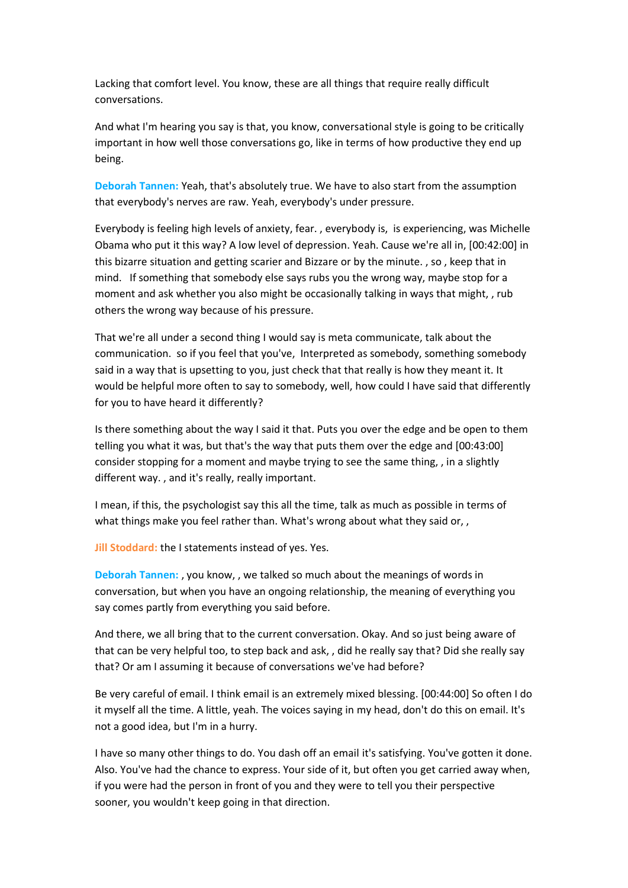Lacking that comfort level. You know, these are all things that require really difficult conversations.

And what I'm hearing you say is that, you know, conversational style is going to be critically important in how well those conversations go, like in terms of how productive they end up being.

**Deborah Tannen:** Yeah, that's absolutely true. We have to also start from the assumption that everybody's nerves are raw. Yeah, everybody's under pressure.

Everybody is feeling high levels of anxiety, fear. , everybody is, is experiencing, was Michelle Obama who put it this way? A low level of depression. Yeah. Cause we're all in, [00:42:00] in this bizarre situation and getting scarier and Bizzare or by the minute. , so , keep that in mind. If something that somebody else says rubs you the wrong way, maybe stop for a moment and ask whether you also might be occasionally talking in ways that might, , rub others the wrong way because of his pressure.

That we're all under a second thing I would say is meta communicate, talk about the communication. so if you feel that you've, Interpreted as somebody, something somebody said in a way that is upsetting to you, just check that that really is how they meant it. It would be helpful more often to say to somebody, well, how could I have said that differently for you to have heard it differently?

Is there something about the way I said it that. Puts you over the edge and be open to them telling you what it was, but that's the way that puts them over the edge and [00:43:00] consider stopping for a moment and maybe trying to see the same thing, , in a slightly different way. , and it's really, really important.

I mean, if this, the psychologist say this all the time, talk as much as possible in terms of what things make you feel rather than. What's wrong about what they said or, ,

**Jill Stoddard:** the I statements instead of yes. Yes.

**Deborah Tannen:** , you know, , we talked so much about the meanings of words in conversation, but when you have an ongoing relationship, the meaning of everything you say comes partly from everything you said before.

And there, we all bring that to the current conversation. Okay. And so just being aware of that can be very helpful too, to step back and ask, , did he really say that? Did she really say that? Or am I assuming it because of conversations we've had before?

Be very careful of email. I think email is an extremely mixed blessing. [00:44:00] So often I do it myself all the time. A little, yeah. The voices saying in my head, don't do this on email. It's not a good idea, but I'm in a hurry.

I have so many other things to do. You dash off an email it's satisfying. You've gotten it done. Also. You've had the chance to express. Your side of it, but often you get carried away when, if you were had the person in front of you and they were to tell you their perspective sooner, you wouldn't keep going in that direction.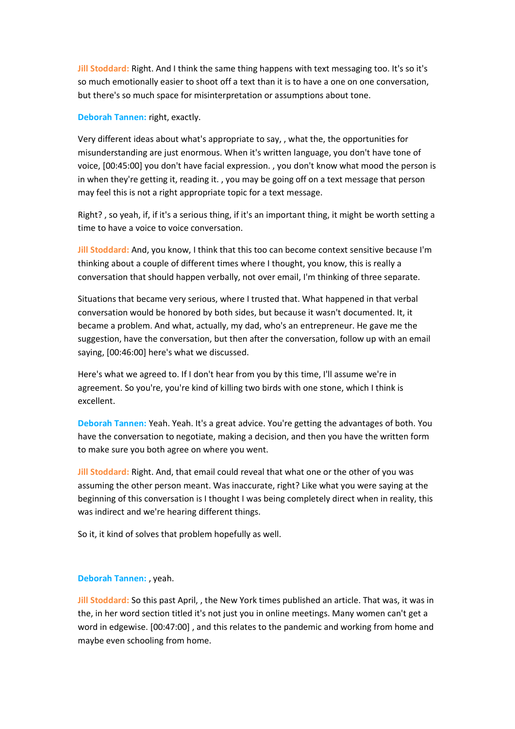**Jill Stoddard:** Right. And I think the same thing happens with text messaging too. It's so it's so much emotionally easier to shoot off a text than it is to have a one on one conversation, but there's so much space for misinterpretation or assumptions about tone.

**Deborah Tannen:** right, exactly.

Very different ideas about what's appropriate to say, , what the, the opportunities for misunderstanding are just enormous. When it's written language, you don't have tone of voice, [00:45:00] you don't have facial expression. , you don't know what mood the person is in when they're getting it, reading it. , you may be going off on a text message that person may feel this is not a right appropriate topic for a text message.

Right? , so yeah, if, if it's a serious thing, if it's an important thing, it might be worth setting a time to have a voice to voice conversation.

**Jill Stoddard:** And, you know, I think that this too can become context sensitive because I'm thinking about a couple of different times where I thought, you know, this is really a conversation that should happen verbally, not over email, I'm thinking of three separate.

Situations that became very serious, where I trusted that. What happened in that verbal conversation would be honored by both sides, but because it wasn't documented. It, it became a problem. And what, actually, my dad, who's an entrepreneur. He gave me the suggestion, have the conversation, but then after the conversation, follow up with an email saying, [00:46:00] here's what we discussed.

Here's what we agreed to. If I don't hear from you by this time, I'll assume we're in agreement. So you're, you're kind of killing two birds with one stone, which I think is excellent.

**Deborah Tannen:** Yeah. Yeah. It's a great advice. You're getting the advantages of both. You have the conversation to negotiate, making a decision, and then you have the written form to make sure you both agree on where you went.

**Jill Stoddard:** Right. And, that email could reveal that what one or the other of you was assuming the other person meant. Was inaccurate, right? Like what you were saying at the beginning of this conversation is I thought I was being completely direct when in reality, this was indirect and we're hearing different things.

So it, it kind of solves that problem hopefully as well.

**Deborah Tannen:** , yeah.

**Jill Stoddard:** So this past April, , the New York times published an article. That was, it was in the, in her word section titled it's not just you in online meetings. Many women can't get a word in edgewise. [00:47:00] , and this relates to the pandemic and working from home and maybe even schooling from home.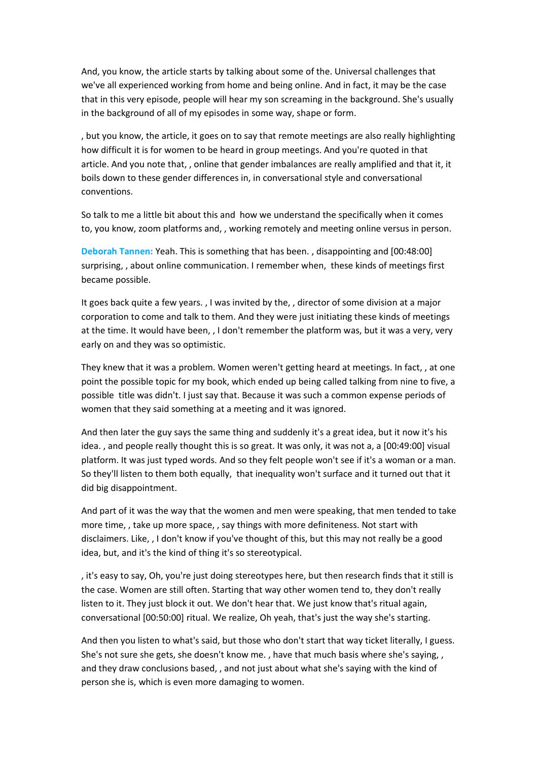And, you know, the article starts by talking about some of the. Universal challenges that we've all experienced working from home and being online. And in fact, it may be the case that in this very episode, people will hear my son screaming in the background. She's usually in the background of all of my episodes in some way, shape or form.

, but you know, the article, it goes on to say that remote meetings are also really highlighting how difficult it is for women to be heard in group meetings. And you're quoted in that article. And you note that, , online that gender imbalances are really amplified and that it, it boils down to these gender differences in, in conversational style and conversational conventions.

So talk to me a little bit about this and how we understand the specifically when it comes to, you know, zoom platforms and, , working remotely and meeting online versus in person.

**Deborah Tannen:** Yeah. This is something that has been. , disappointing and [00:48:00] surprising, , about online communication. I remember when, these kinds of meetings first became possible.

It goes back quite a few years. , I was invited by the, , director of some division at a major corporation to come and talk to them. And they were just initiating these kinds of meetings at the time. It would have been, , I don't remember the platform was, but it was a very, very early on and they was so optimistic.

They knew that it was a problem. Women weren't getting heard at meetings. In fact, , at one point the possible topic for my book, which ended up being called talking from nine to five, a possible title was didn't. I just say that. Because it was such a common expense periods of women that they said something at a meeting and it was ignored.

And then later the guy says the same thing and suddenly it's a great idea, but it now it's his idea. , and people really thought this is so great. It was only, it was not a, a [00:49:00] visual platform. It was just typed words. And so they felt people won't see if it's a woman or a man. So they'll listen to them both equally, that inequality won't surface and it turned out that it did big disappointment.

And part of it was the way that the women and men were speaking, that men tended to take more time, , take up more space, , say things with more definiteness. Not start with disclaimers. Like, , I don't know if you've thought of this, but this may not really be a good idea, but, and it's the kind of thing it's so stereotypical.

, it's easy to say, Oh, you're just doing stereotypes here, but then research finds that it still is the case. Women are still often. Starting that way other women tend to, they don't really listen to it. They just block it out. We don't hear that. We just know that's ritual again, conversational [00:50:00] ritual. We realize, Oh yeah, that's just the way she's starting.

And then you listen to what's said, but those who don't start that way ticket literally, I guess. She's not sure she gets, she doesn't know me. , have that much basis where she's saying, , and they draw conclusions based, , and not just about what she's saying with the kind of person she is, which is even more damaging to women.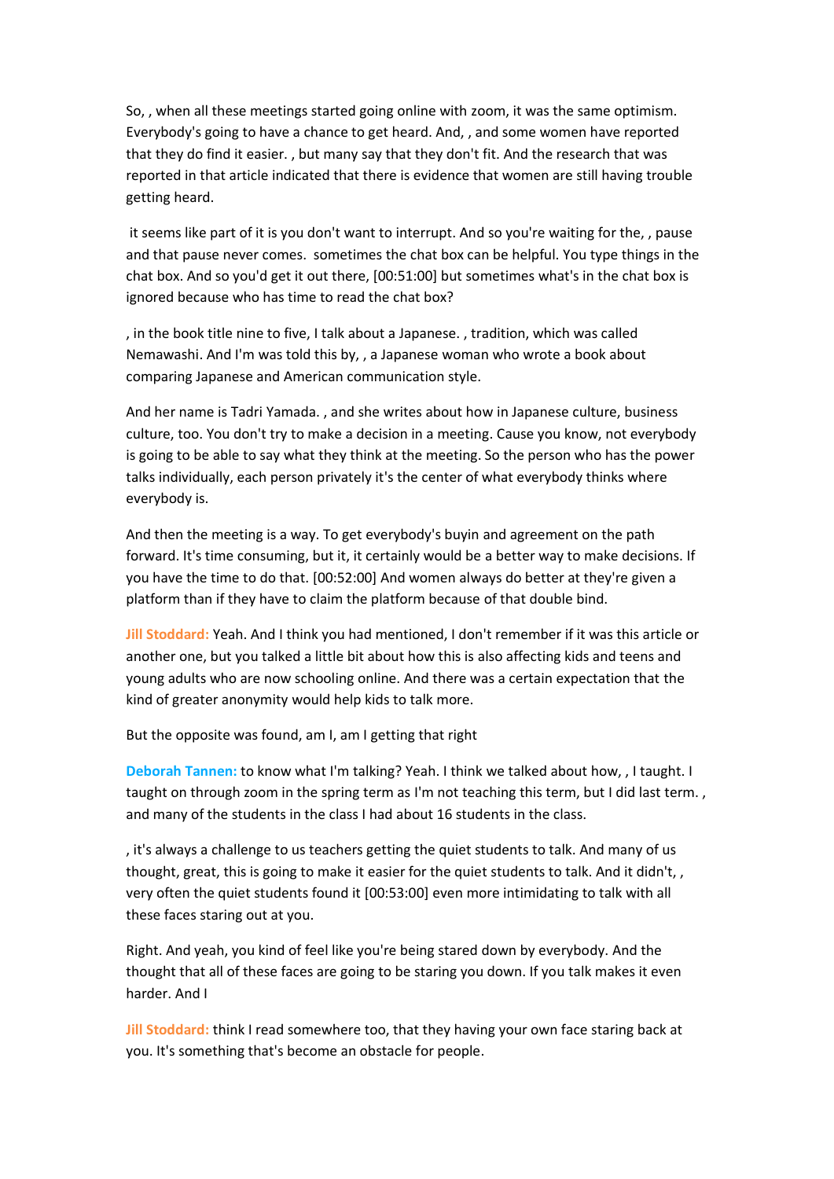So, , when all these meetings started going online with zoom, it was the same optimism. Everybody's going to have a chance to get heard. And, , and some women have reported that they do find it easier. , but many say that they don't fit. And the research that was reported in that article indicated that there is evidence that women are still having trouble getting heard.

it seems like part of it is you don't want to interrupt. And so you're waiting for the, , pause and that pause never comes. sometimes the chat box can be helpful. You type things in the chat box. And so you'd get it out there, [00:51:00] but sometimes what's in the chat box is ignored because who has time to read the chat box?

, in the book title nine to five, I talk about a Japanese. , tradition, which was called Nemawashi. And I'm was told this by, , a Japanese woman who wrote a book about comparing Japanese and American communication style.

And her name is Tadri Yamada. , and she writes about how in Japanese culture, business culture, too. You don't try to make a decision in a meeting. Cause you know, not everybody is going to be able to say what they think at the meeting. So the person who has the power talks individually, each person privately it's the center of what everybody thinks where everybody is.

And then the meeting is a way. To get everybody's buyin and agreement on the path forward. It's time consuming, but it, it certainly would be a better way to make decisions. If you have the time to do that. [00:52:00] And women always do better at they're given a platform than if they have to claim the platform because of that double bind.

**Jill Stoddard:** Yeah. And I think you had mentioned, I don't remember if it was this article or another one, but you talked a little bit about how this is also affecting kids and teens and young adults who are now schooling online. And there was a certain expectation that the kind of greater anonymity would help kids to talk more.

But the opposite was found, am I, am I getting that right

**Deborah Tannen:** to know what I'm talking? Yeah. I think we talked about how, , I taught. I taught on through zoom in the spring term as I'm not teaching this term, but I did last term. , and many of the students in the class I had about 16 students in the class.

, it's always a challenge to us teachers getting the quiet students to talk. And many of us thought, great, this is going to make it easier for the quiet students to talk. And it didn't, , very often the quiet students found it [00:53:00] even more intimidating to talk with all these faces staring out at you.

Right. And yeah, you kind of feel like you're being stared down by everybody. And the thought that all of these faces are going to be staring you down. If you talk makes it even harder. And I

**Jill Stoddard:** think I read somewhere too, that they having your own face staring back at you. It's something that's become an obstacle for people.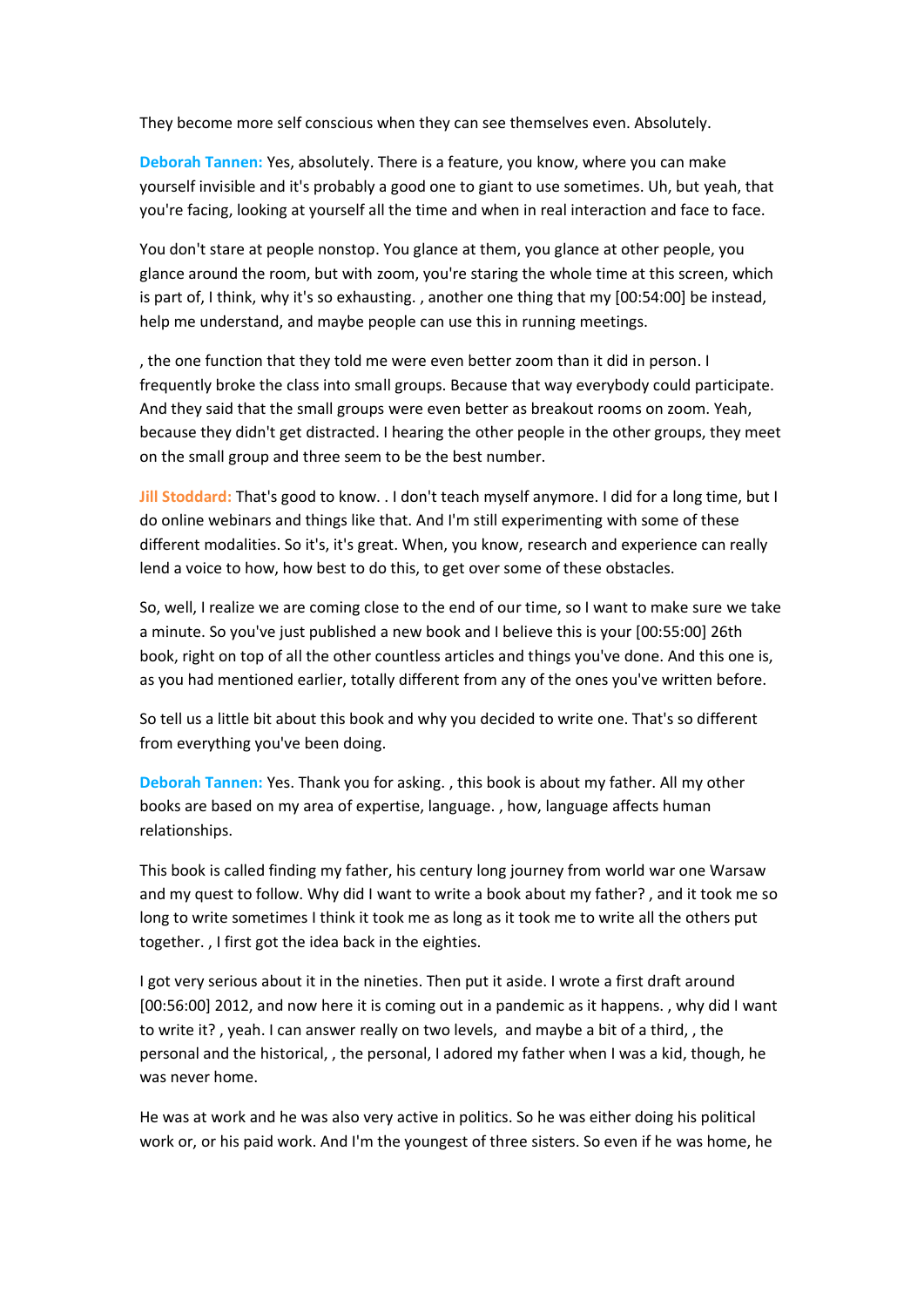They become more self conscious when they can see themselves even. Absolutely.

**Deborah Tannen:** Yes, absolutely. There is a feature, you know, where you can make yourself invisible and it's probably a good one to giant to use sometimes. Uh, but yeah, that you're facing, looking at yourself all the time and when in real interaction and face to face.

You don't stare at people nonstop. You glance at them, you glance at other people, you glance around the room, but with zoom, you're staring the whole time at this screen, which is part of, I think, why it's so exhausting. , another one thing that my [00:54:00] be instead, help me understand, and maybe people can use this in running meetings.

, the one function that they told me were even better zoom than it did in person. I frequently broke the class into small groups. Because that way everybody could participate. And they said that the small groups were even better as breakout rooms on zoom. Yeah, because they didn't get distracted. I hearing the other people in the other groups, they meet on the small group and three seem to be the best number.

**Jill Stoddard:** That's good to know. . I don't teach myself anymore. I did for a long time, but I do online webinars and things like that. And I'm still experimenting with some of these different modalities. So it's, it's great. When, you know, research and experience can really lend a voice to how, how best to do this, to get over some of these obstacles.

So, well, I realize we are coming close to the end of our time, so I want to make sure we take a minute. So you've just published a new book and I believe this is your [00:55:00] 26th book, right on top of all the other countless articles and things you've done. And this one is, as you had mentioned earlier, totally different from any of the ones you've written before.

So tell us a little bit about this book and why you decided to write one. That's so different from everything you've been doing.

**Deborah Tannen:** Yes. Thank you for asking. , this book is about my father. All my other books are based on my area of expertise, language. , how, language affects human relationships.

This book is called finding my father, his century long journey from world war one Warsaw and my quest to follow. Why did I want to write a book about my father? , and it took me so long to write sometimes I think it took me as long as it took me to write all the others put together. , I first got the idea back in the eighties.

I got very serious about it in the nineties. Then put it aside. I wrote a first draft around [00:56:00] 2012, and now here it is coming out in a pandemic as it happens. , why did I want to write it? , yeah. I can answer really on two levels, and maybe a bit of a third, , the personal and the historical, , the personal, I adored my father when I was a kid, though, he was never home.

He was at work and he was also very active in politics. So he was either doing his political work or, or his paid work. And I'm the youngest of three sisters. So even if he was home, he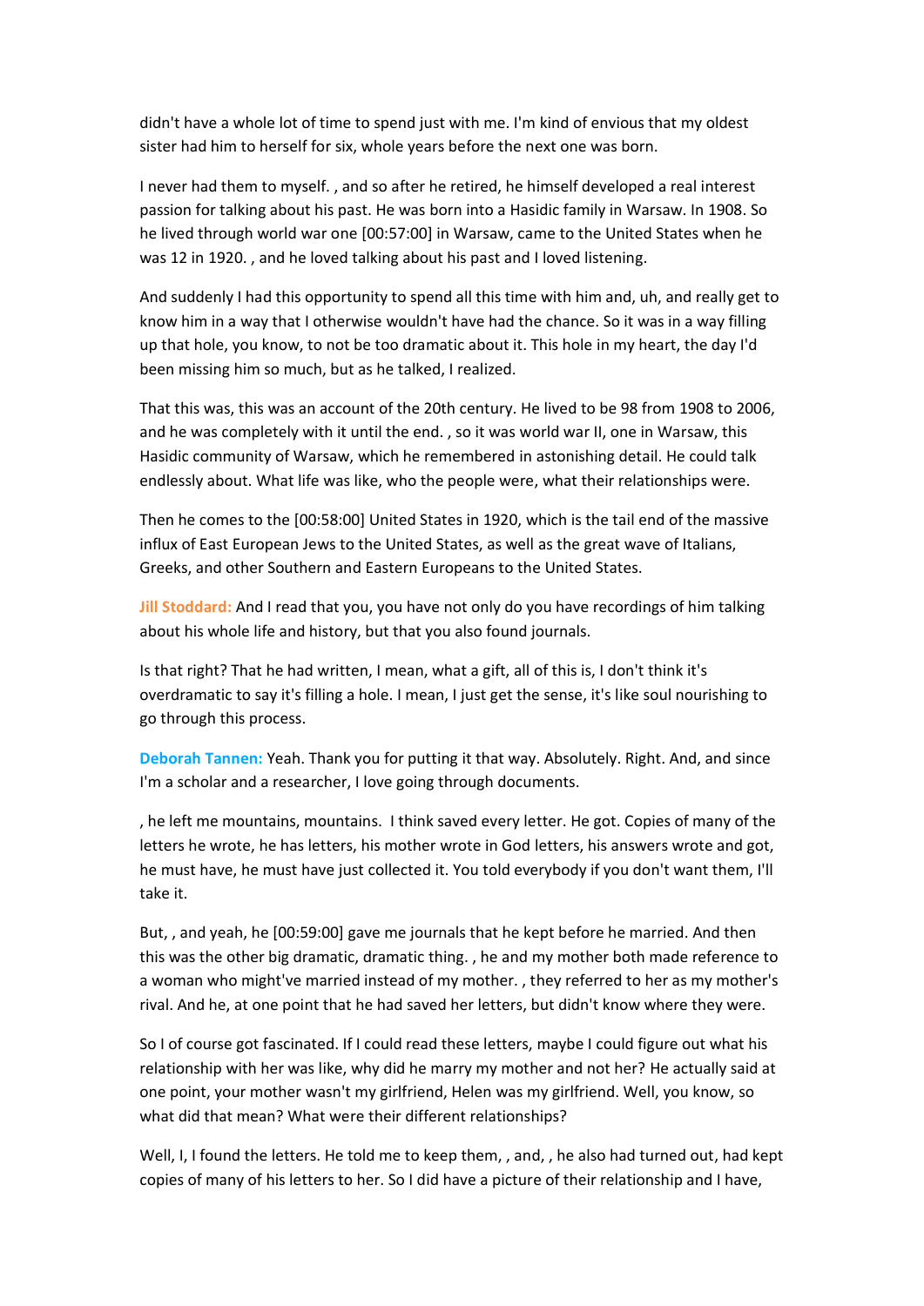didn't have a whole lot of time to spend just with me. I'm kind of envious that my oldest sister had him to herself for six, whole years before the next one was born.

I never had them to myself. , and so after he retired, he himself developed a real interest passion for talking about his past. He was born into a Hasidic family in Warsaw. In 1908. So he lived through world war one [00:57:00] in Warsaw, came to the United States when he was 12 in 1920. , and he loved talking about his past and I loved listening.

And suddenly I had this opportunity to spend all this time with him and, uh, and really get to know him in a way that I otherwise wouldn't have had the chance. So it was in a way filling up that hole, you know, to not be too dramatic about it. This hole in my heart, the day I'd been missing him so much, but as he talked, I realized.

That this was, this was an account of the 20th century. He lived to be 98 from 1908 to 2006, and he was completely with it until the end. , so it was world war II, one in Warsaw, this Hasidic community of Warsaw, which he remembered in astonishing detail. He could talk endlessly about. What life was like, who the people were, what their relationships were.

Then he comes to the [00:58:00] United States in 1920, which is the tail end of the massive influx of East European Jews to the United States, as well as the great wave of Italians, Greeks, and other Southern and Eastern Europeans to the United States.

**Jill Stoddard:** And I read that you, you have not only do you have recordings of him talking about his whole life and history, but that you also found journals.

Is that right? That he had written, I mean, what a gift, all of this is, I don't think it's overdramatic to say it's filling a hole. I mean, I just get the sense, it's like soul nourishing to go through this process.

**Deborah Tannen:** Yeah. Thank you for putting it that way. Absolutely. Right. And, and since I'm a scholar and a researcher, I love going through documents.

, he left me mountains, mountains. I think saved every letter. He got. Copies of many of the letters he wrote, he has letters, his mother wrote in God letters, his answers wrote and got, he must have, he must have just collected it. You told everybody if you don't want them, I'll take it.

But, , and yeah, he [00:59:00] gave me journals that he kept before he married. And then this was the other big dramatic, dramatic thing. , he and my mother both made reference to a woman who might've married instead of my mother. , they referred to her as my mother's rival. And he, at one point that he had saved her letters, but didn't know where they were.

So I of course got fascinated. If I could read these letters, maybe I could figure out what his relationship with her was like, why did he marry my mother and not her? He actually said at one point, your mother wasn't my girlfriend, Helen was my girlfriend. Well, you know, so what did that mean? What were their different relationships?

Well, I, I found the letters. He told me to keep them, , and, , he also had turned out, had kept copies of many of his letters to her. So I did have a picture of their relationship and I have,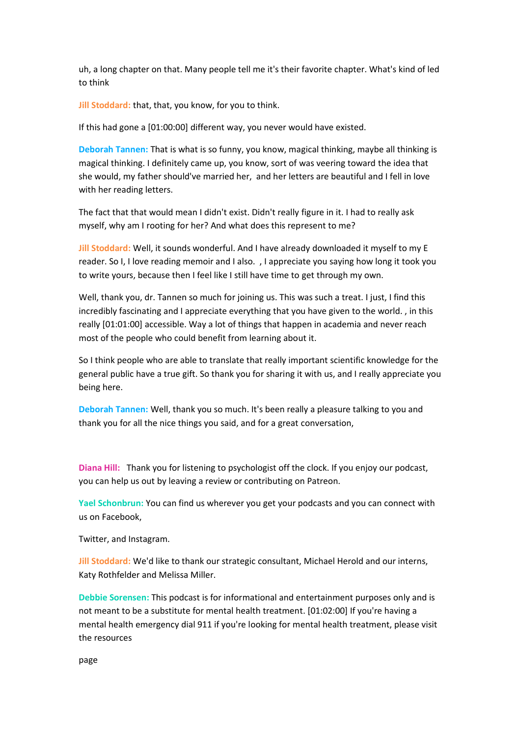uh, a long chapter on that. Many people tell me it's their favorite chapter. What's kind of led to think

**Jill Stoddard:** that, that, you know, for you to think.

If this had gone a [01:00:00] different way, you never would have existed.

**Deborah Tannen:** That is what is so funny, you know, magical thinking, maybe all thinking is magical thinking. I definitely came up, you know, sort of was veering toward the idea that she would, my father should've married her, and her letters are beautiful and I fell in love with her reading letters.

The fact that that would mean I didn't exist. Didn't really figure in it. I had to really ask myself, why am I rooting for her? And what does this represent to me?

**Jill Stoddard:** Well, it sounds wonderful. And I have already downloaded it myself to my E reader. So I, I love reading memoir and I also. , I appreciate you saying how long it took you to write yours, because then I feel like I still have time to get through my own.

Well, thank you, dr. Tannen so much for joining us. This was such a treat. I just, I find this incredibly fascinating and I appreciate everything that you have given to the world. , in this really [01:01:00] accessible. Way a lot of things that happen in academia and never reach most of the people who could benefit from learning about it.

So I think people who are able to translate that really important scientific knowledge for the general public have a true gift. So thank you for sharing it with us, and I really appreciate you being here.

**Deborah Tannen:** Well, thank you so much. It's been really a pleasure talking to you and thank you for all the nice things you said, and for a great conversation,

**Diana Hill:** Thank you for listening to psychologist off the clock. If you enjoy our podcast, you can help us out by leaving a review or contributing on Patreon.

**Yael Schonbrun:** You can find us wherever you get your podcasts and you can connect with us on Facebook,

Twitter, and Instagram.

**Jill Stoddard:** We'd like to thank our strategic consultant, Michael Herold and our interns, Katy Rothfelder and Melissa Miller.

**Debbie Sorensen:** This podcast is for informational and entertainment purposes only and is not meant to be a substitute for mental health treatment. [01:02:00] If you're having a mental health emergency dial 911 if you're looking for mental health treatment, please visit the resources

page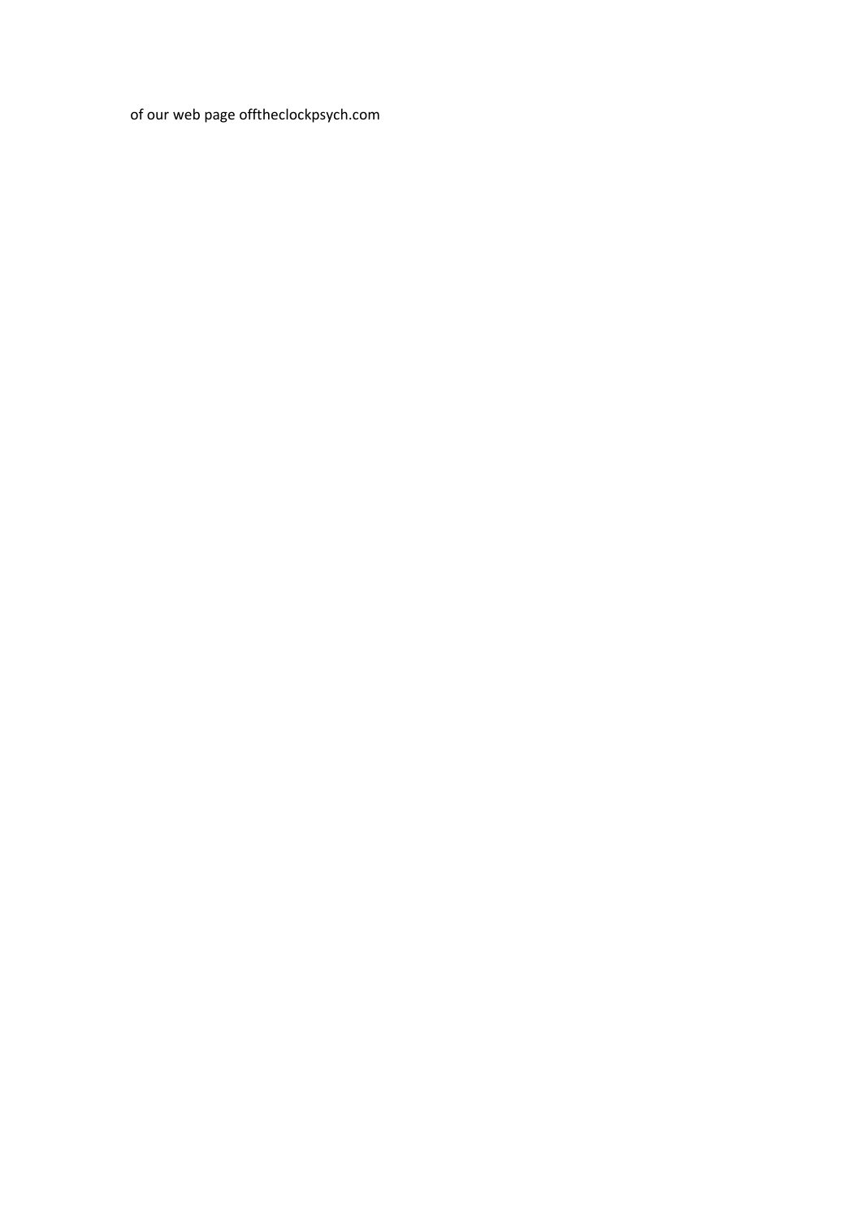of our web page specifics offtheclockpsych.com

of our web page offtheclockpsych.com